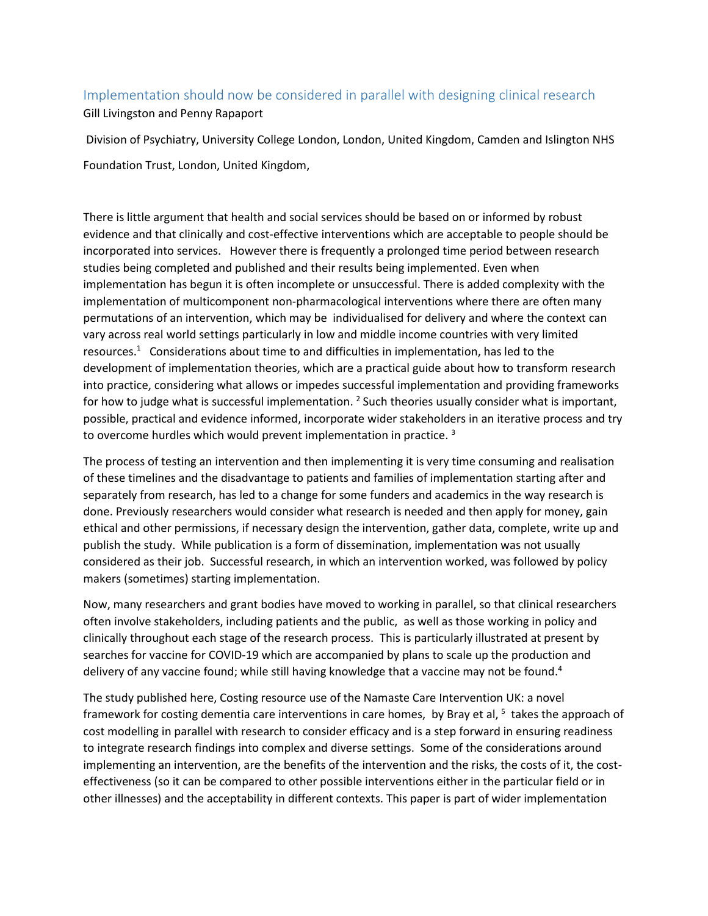# Implementation should now be considered in parallel with designing clinical research

Gill Livingston and Penny Rapaport

Division of Psychiatry, University College London, London, United Kingdom, Camden and Islington NHS Foundation Trust, London, United Kingdom,

There is little argument that health and social services should be based on or informed by robust evidence and that clinically and cost-effective interventions which are acceptable to people should be incorporated into services. However there is frequently a prolonged time period between research studies being completed and published and their results being implemented. Even when implementation has begun it is often incomplete or unsuccessful. There is added complexity with the implementation of multicomponent non-pharmacological interventions where there are often many permutations of an intervention, which may be individualised for delivery and where the context can vary across real world settings particularly in low and middle income countries with very limited resources.[1] Considerations about time to and difficulties in implementation, has led to the development of implementation theories, which are a practical guide about how to transform research into practice, considering what allows or impedes successful implementation and providing frameworks for how to judge what is successful implementation. [2] Such theories usually consider what is important, possible, practical and evidence informed, incorporate wider stakeholders in an iterative process and try to overcome hurdles which would prevent implementation in practice. [3]

The process of testing an intervention and then implementing it is very time consuming and realisation of these timelines and the disadvantage to patients and families of implementation starting after and separately from research, has led to a change for some funders and academics in the way research is done. Previously researchers would consider what research is needed and then apply for money, gain ethical and other permissions, if necessary design the intervention, gather data, complete, write up and publish the study. While publication is a form of dissemination, implementation was not usually considered as their job. Successful research, in which an intervention worked, was followed by policy makers (sometimes) starting implementation.

Now, many researchers and grant bodies have moved to working in parallel, so that clinical researchers often involve stakeholders, including patients and the public, as well as those working in policy and clinically throughout each stage of the research process. This is particularly illustrated at present by searches for vaccine for COVID-19 which are accompanied by plans to scale up the production and delivery of any vaccine found; while still having knowledge that a vaccine may not be found.[4]

The study published here, Costing resource use of the Namaste Care Intervention UK: a novel framework for costing dementia care interventions in care homes, by Bray et al, [5] takes the approach of cost modelling in parallel with research to consider efficacy and is a step forward in ensuring readiness to integrate research findings into complex and diverse settings. Some of the considerations around implementing an intervention, are the benefits of the intervention and the risks, the costs of it, the cost-effectiveness (so it can be compared to other possible interventions either in the particular field or in other illnesses) and the acceptability in different contexts. This paper is part of wider implementation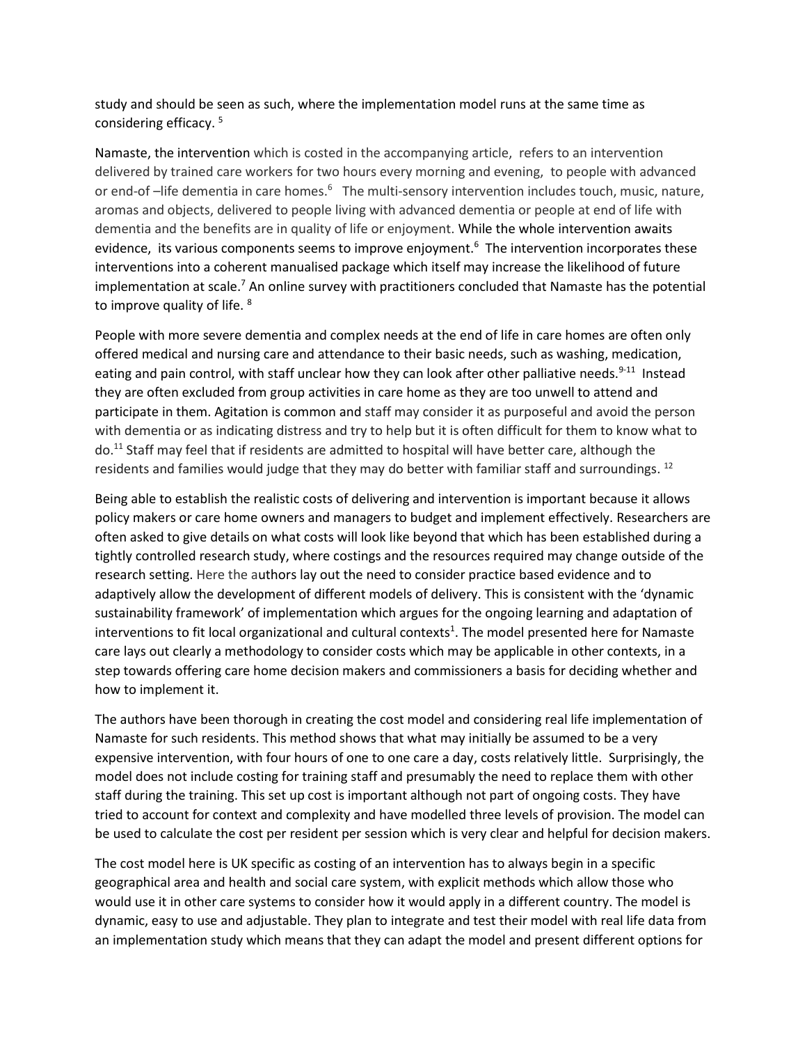study and should be seen as such, where the implementation model runs at the same time as considering efficacy. [5]

Namaste, the intervention which is costed in the accompanying article, refers to an intervention delivered by trained care workers for two hours every morning and evening, to people with advanced or end-of –life dementia in care homes.[6] The multi-sensory intervention includes touch, music, nature, aromas and objects, delivered to people living with advanced dementia or people at end of life with dementia and the benefits are in quality of life or enjoyment. While the whole intervention awaits evidence, its various components seems to improve enjoyment.[6] The intervention incorporates these interventions into a coherent manualised package which itself may increase the likelihood of future implementation at scale.[7] An online survey with practitioners concluded that Namaste has the potential to improve quality of life. [8]

People with more severe dementia and complex needs at the end of life in care homes are often only offered medical and nursing care and attendance to their basic needs, such as washing, medication, eating and pain control, with staff unclear how they can look after other palliative needs.[9-11] Instead they are often excluded from group activities in care home as they are too unwell to attend and participate in them. Agitation is common and staff may consider it as purposeful and avoid the person with dementia or as indicating distress and try to help but it is often difficult for them to know what to do.[11] Staff may feel that if residents are admitted to hospital will have better care, although the residents and families would judge that they may do better with familiar staff and surroundings. [12]

Being able to establish the realistic costs of delivering and intervention is important because it allows policy makers or care home owners and managers to budget and implement effectively. Researchers are often asked to give details on what costs will look like beyond that which has been established during a tightly controlled research study, where costings and the resources required may change outside of the research setting. Here the authors lay out the need to consider practice based evidence and to adaptively allow the development of different models of delivery. This is consistent with the 'dynamic sustainability framework' of implementation which argues for the ongoing learning and adaptation of interventions to fit local organizational and cultural contexts[1]. The model presented here for Namaste care lays out clearly a methodology to consider costs which may be applicable in other contexts, in a step towards offering care home decision makers and commissioners a basis for deciding whether and how to implement it.

The authors have been thorough in creating the cost model and considering real life implementation of Namaste for such residents. This method shows that what may initially be assumed to be a very expensive intervention, with four hours of one to one care a day, costs relatively little. Surprisingly, the model does not include costing for training staff and presumably the need to replace them with other staff during the training. This set up cost is important although not part of ongoing costs. They have tried to account for context and complexity and have modelled three levels of provision. The model can be used to calculate the cost per resident per session which is very clear and helpful for decision makers.

The cost model here is UK specific as costing of an intervention has to always begin in a specific geographical area and health and social care system, with explicit methods which allow those who would use it in other care systems to consider how it would apply in a different country. The model is dynamic, easy to use and adjustable. They plan to integrate and test their model with real life data from an implementation study which means that they can adapt the model and present different options for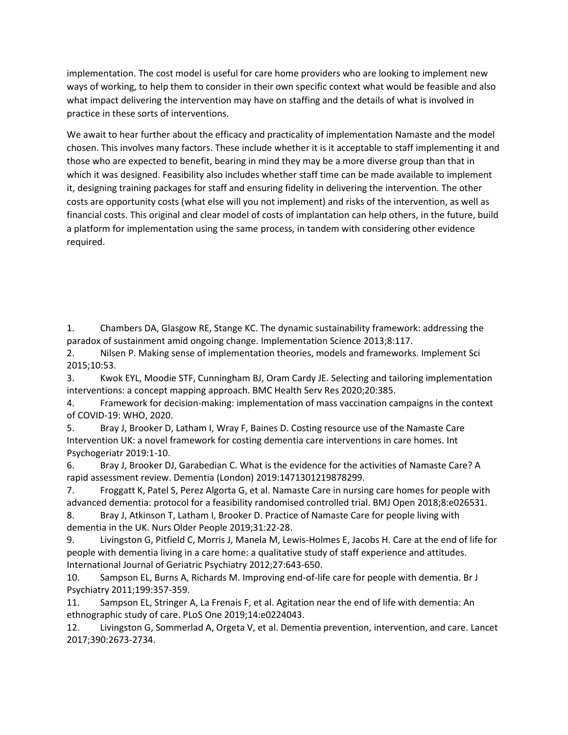implementation. The cost model is useful for care home providers who are looking to implement new ways of working, to help them to consider in their own specific context what would be feasible and also what impact delivering the intervention may have on staffing and the details of what is involved in practice in these sorts of interventions.

We await to hear further about the efficacy and practicality of implementation Namaste and the model chosen. This involves many factors. These include whether it is it acceptable to staff implementing it and those who are expected to benefit, bearing in mind they may be a more diverse group than that in which it was designed. Feasibility also includes whether staff time can be made available to implement it, designing training packages for staff and ensuring fidelity in delivering the intervention. The other costs are opportunity costs (what else will you not implement) and risks of the intervention, as well as financial costs. This original and clear model of costs of implantation can help others, in the future, build a platform for implementation using the same process, in tandem with considering other evidence required.

1. Chambers DA, Glasgow RE, Stange KC. The dynamic sustainability framework: addressing the paradox of sustainment amid ongoing change. Implementation Science 2013;8:117.
2. Nilsen P. Making sense of implementation theories, models and frameworks. Implement Sci 2015;10:53.
3. Kwok EYL, Moodie STF, Cunningham BJ, Oram Cardy JE. Selecting and tailoring implementation interventions: a concept mapping approach. BMC Health Serv Res 2020;20:385.
4. Framework for decision-making: implementation of mass vaccination campaigns in the context of COVID-19: WHO, 2020.
5. Bray J, Brooker D, Latham I, Wray F, Baines D. Costing resource use of the Namaste Care Intervention UK: a novel framework for costing dementia care interventions in care homes. Int Psychogeriatr 2019:1-10.
6. Bray J, Brooker DJ, Garabedian C. What is the evidence for the activities of Namaste Care? A rapid assessment review. Dementia (London) 2019:1471301219878299.
7. Froggatt K, Patel S, Perez Algorta G, et al. Namaste Care in nursing care homes for people with advanced dementia: protocol for a feasibility randomised controlled trial. BMJ Open 2018;8:e026531.
8. Bray J, Atkinson T, Latham I, Brooker D. Practice of Namaste Care for people living with dementia in the UK. Nurs Older People 2019;31:22-28.
9. Livingston G, Pitfield C, Morris J, Manela M, Lewis-Holmes E, Jacobs H. Care at the end of life for people with dementia living in a care home: a qualitative study of staff experience and attitudes. International Journal of Geriatric Psychiatry 2012;27:643-650.
10. Sampson EL, Burns A, Richards M. Improving end-of-life care for people with dementia. Br J Psychiatry 2011;199:357-359.
11. Sampson EL, Stringer A, La Frenais F, et al. Agitation near the end of life with dementia: An ethnographic study of care. PLoS One 2019;14:e0224043.
12. Livingston G, Sommerlad A, Orgeta V, et al. Dementia prevention, intervention, and care. Lancet 2017;390:2673-2734.